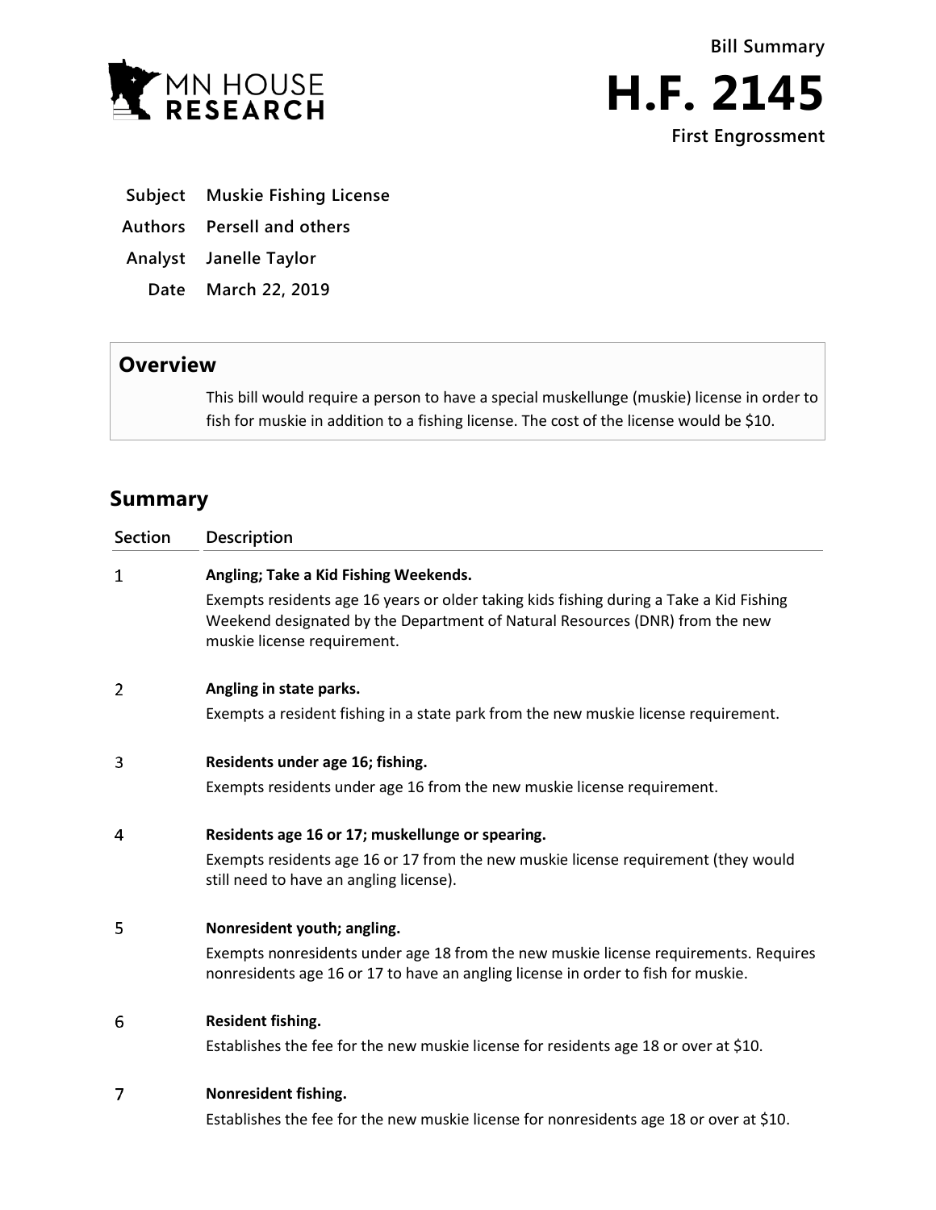MN HOUSE RESEARCH

**Bill Summary**

# H.F. 2145

**First Engrossment**

| | |
|---|---|
| **Subject** | **Muskie Fishing License** |
| **Authors** | **Persell and others** |
| **Analyst** | **Janelle Taylor** |
| **Date** | **March 22, 2019** |

## Overview

This bill would require a person to have a special muskellunge (muskie) license in order to fish for muskie in addition to a fishing license. The cost of the license would be $10.

## Summary

| Section | Description |
|---|---|
| 1 | **Angling; Take a Kid Fishing Weekends.** Exempts residents age 16 years or older taking kids fishing during a Take a Kid Fishing Weekend designated by the Department of Natural Resources (DNR) from the new muskie license requirement. |
| 2 | **Angling in state parks.** Exempts a resident fishing in a state park from the new muskie license requirement. |
| 3 | **Residents under age 16; fishing.** Exempts residents under age 16 from the new muskie license requirement. |
| 4 | **Residents age 16 or 17; muskellunge or spearing.** Exempts residents age 16 or 17 from the new muskie license requirement (they would still need to have an angling license). |
| 5 | **Nonresident youth; angling.** Exempts nonresidents under age 18 from the new muskie license requirements. Requires nonresidents age 16 or 17 to have an angling license in order to fish for muskie. |
| 6 | **Resident fishing.** Establishes the fee for the new muskie license for residents age 18 or over at $10. |
| 7 | **Nonresident fishing.** Establishes the fee for the new muskie license for nonresidents age 18 or over at $10. |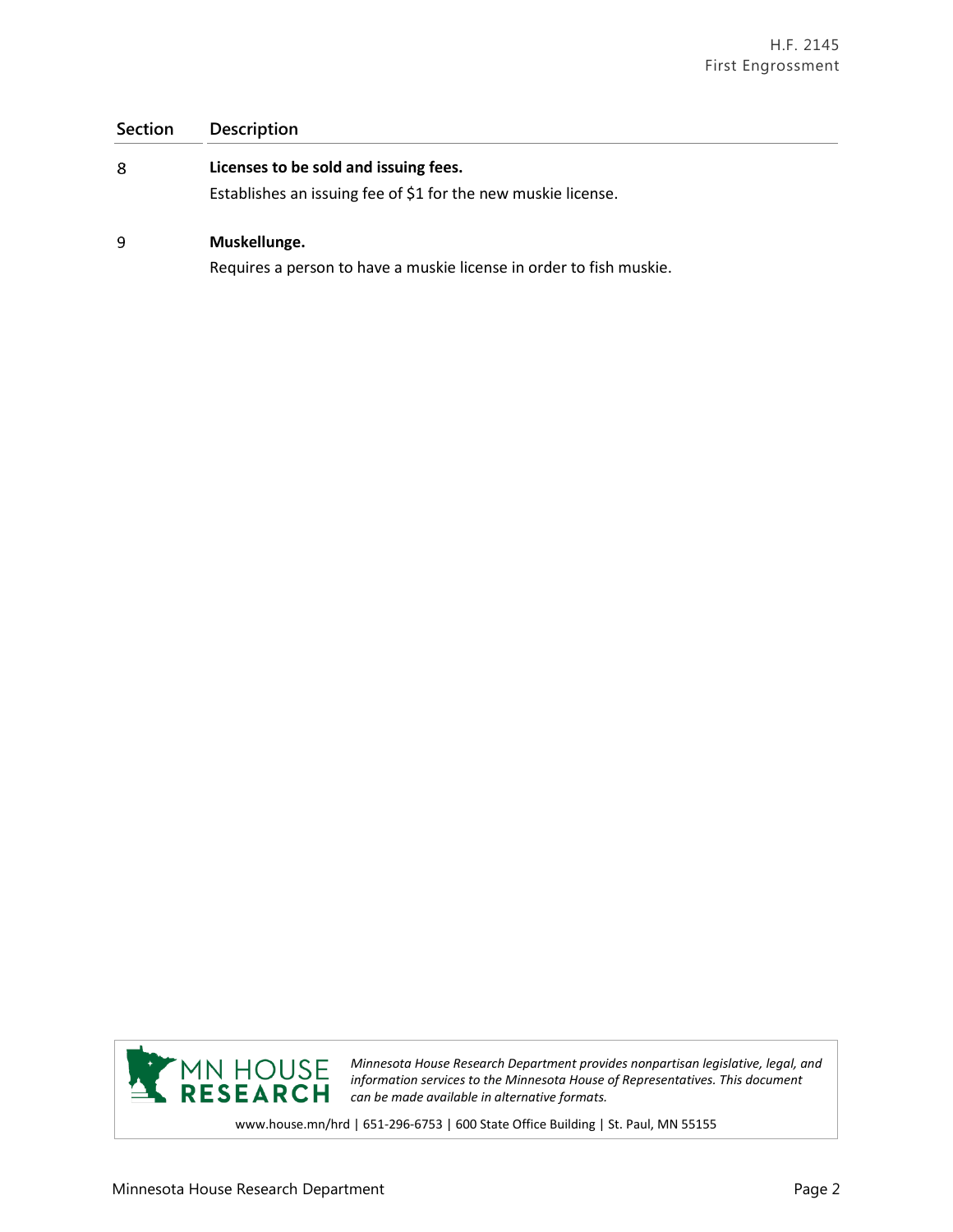| Section | Description |
|---|---|
| 8 | **Licenses to be sold and issuing fees.** Establishes an issuing fee of $1 for the new muskie license. |
| 9 | **Muskellunge.** Requires a person to have a muskie license in order to fish muskie. |

*Minnesota House Research Department provides nonpartisan legislative, legal, and information services to the Minnesota House of Representatives. This document can be made available in alternative formats.*

www.house.mn/hrd | 651-296-6753 | 600 State Office Building | St. Paul, MN 55155